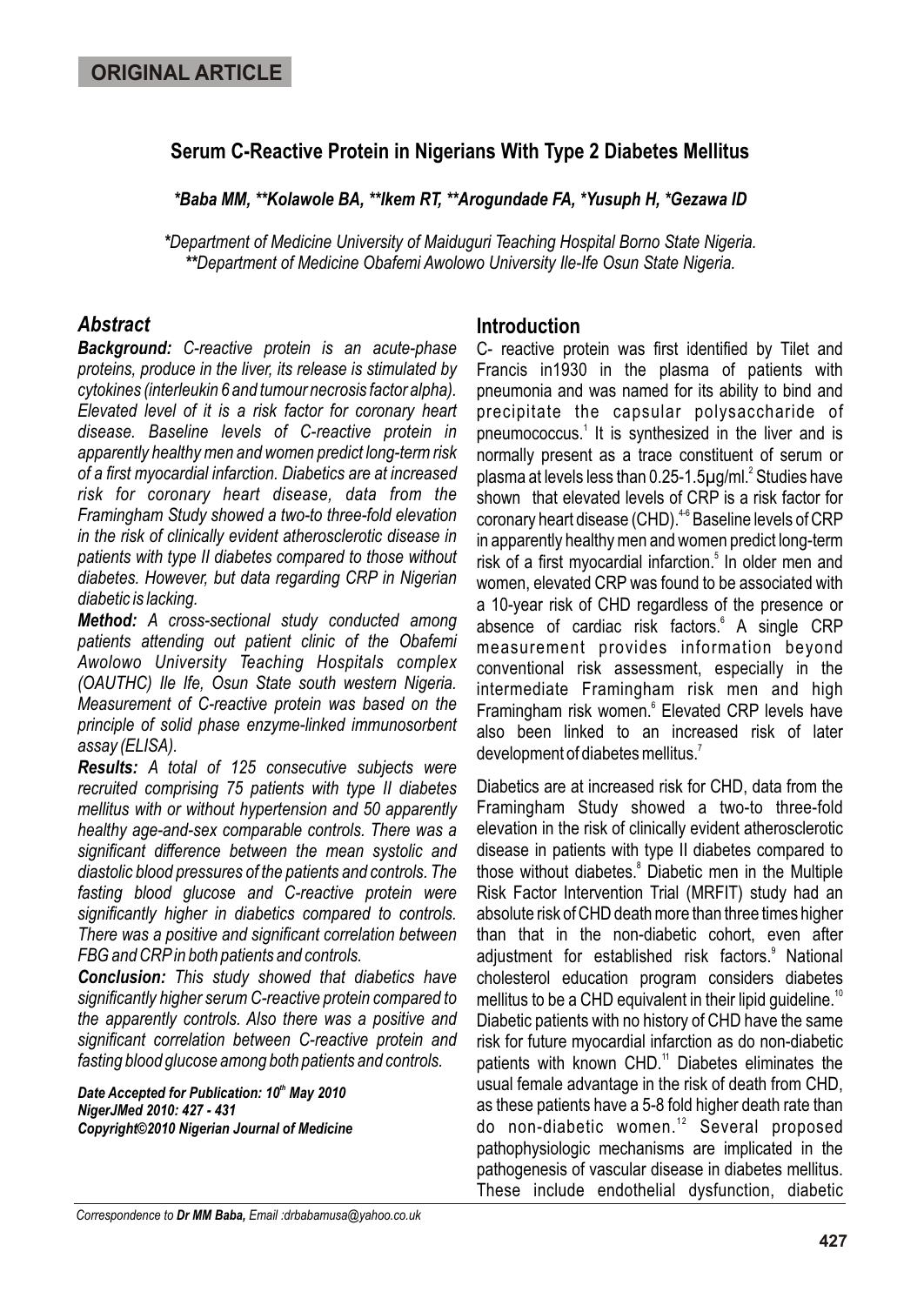ORIGINAL ARTICLE

# Serum C-Reactive Protein in Nigerians With Type 2 Diabetes Mellitus

***Baba MM, **Kolawole BA, **Ikem RT, **Arogundade FA, *Yusuph H, *Gezawa ID***

*\*Department of Medicine University of Maiduguri Teaching Hospital Borno State Nigeria.*
*\*\*Department of Medicine Obafemi Awolowo University Ile-Ife Osun State Nigeria.*

## Abstract

***Background:*** *C-reactive protein is an acute-phase proteins, produce in the liver, its release is stimulated by cytokines (interleukin 6 and tumour necrosis factor alpha). Elevated level of it is a risk factor for coronary heart disease. Baseline levels of C-reactive protein in apparently healthy men and women predict long-term risk of a first myocardial infarction. Diabetics are at increased risk for coronary heart disease, data from the Framingham Study showed a two-to three-fold elevation in the risk of clinically evident atherosclerotic disease in patients with type II diabetes compared to those without diabetes. However, but data regarding CRP in Nigerian diabetic is lacking.*

***Method:*** *A cross-sectional study conducted among patients attending out patient clinic of the Obafemi Awolowo University Teaching Hospitals complex (OAUTHC) Ile Ife, Osun State south western Nigeria. Measurement of C-reactive protein was based on the principle of solid phase enzyme-linked immunosorbent assay (ELISA).*

***Results:*** *A total of 125 consecutive subjects were recruited comprising 75 patients with type II diabetes mellitus with or without hypertension and 50 apparently healthy age-and-sex comparable controls. There was a significant difference between the mean systolic and diastolic blood pressures of the patients and controls. The fasting blood glucose and C-reactive protein were significantly higher in diabetics compared to controls. There was a positive and significant correlation between FBG and CRP in both patients and controls.*

***Conclusion:*** *This study showed that diabetics have significantly higher serum C-reactive protein compared to the apparently controls. Also there was a positive and significant correlation between C-reactive protein and fasting blood glucose among both patients and controls.*

***Date Accepted for Publication: 10th May 2010***
***NigerJMed 2010: 427 - 431***
***Copyright©2010 Nigerian Journal of Medicine***

## Introduction

C- reactive protein was first identified by Tilet and Francis in1930 in the plasma of patients with pneumonia and was named for its ability to bind and precipitate the capsular polysaccharide of pneumococcus.[1] It is synthesized in the liver and is normally present as a trace constituent of serum or plasma at levels less than 0.25-1.5µg/ml.[2] Studies have shown that elevated levels of CRP is a risk factor for coronary heart disease (CHD).[4-6] Baseline levels of CRP in apparently healthy men and women predict long-term risk of a first myocardial infarction.[5] In older men and women, elevated CRP was found to be associated with a 10-year risk of CHD regardless of the presence or absence of cardiac risk factors.[6] A single CRP measurement provides information beyond conventional risk assessment, especially in the intermediate Framingham risk men and high Framingham risk women.[6] Elevated CRP levels have also been linked to an increased risk of later development of diabetes mellitus.[7]

Diabetics are at increased risk for CHD, data from the Framingham Study showed a two-to three-fold elevation in the risk of clinically evident atherosclerotic disease in patients with type II diabetes compared to those without diabetes.[8] Diabetic men in the Multiple Risk Factor Intervention Trial (MRFIT) study had an absolute risk of CHD death more than three times higher than that in the non-diabetic cohort, even after adjustment for established risk factors.[9] National cholesterol education program considers diabetes mellitus to be a CHD equivalent in their lipid guideline.[10] Diabetic patients with no history of CHD have the same risk for future myocardial infarction as do non-diabetic patients with known CHD.[11] Diabetes eliminates the usual female advantage in the risk of death from CHD, as these patients have a 5-8 fold higher death rate than do non-diabetic women.[12] Several proposed pathophysiologic mechanisms are implicated in the pathogenesis of vascular disease in diabetes mellitus. These include endothelial dysfunction, diabetic

*Correspondence to **Dr MM Baba,** Email :drbabamusa@yahoo.co.uk*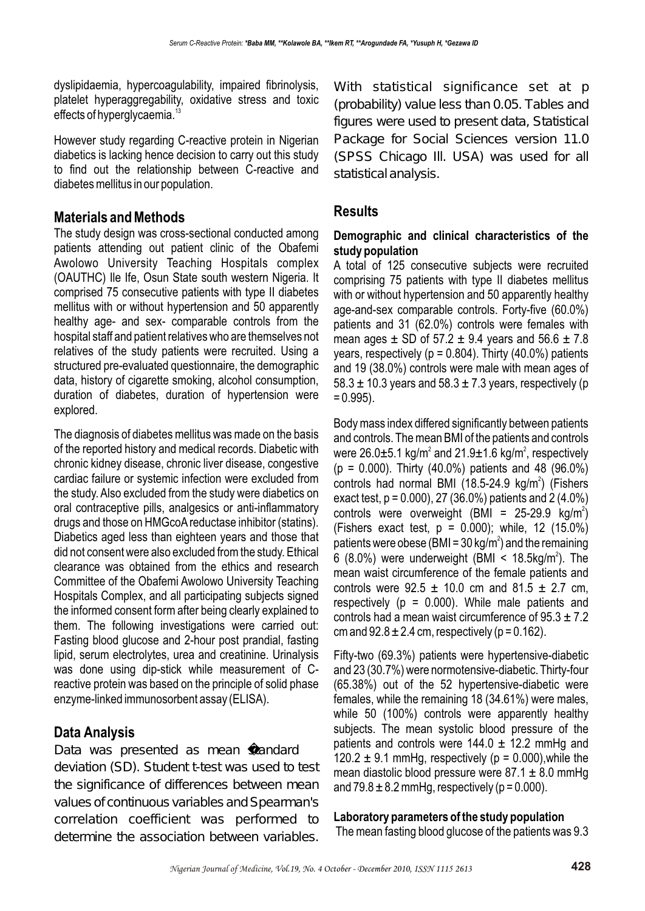dyslipidaemia, hypercoagulability, impaired fibrinolysis, platelet hyperaggregability, oxidative stress and toxic effects of hyperglycaemia.[13]

However study regarding C-reactive protein in Nigerian diabetics is lacking hence decision to carry out this study to find out the relationship between C-reactive and diabetes mellitus in our population.

## Materials and Methods

The study design was cross-sectional conducted among patients attending out patient clinic of the Obafemi Awolowo University Teaching Hospitals complex (OAUTHC) Ile Ife, Osun State south western Nigeria. It comprised 75 consecutive patients with type II diabetes mellitus with or without hypertension and 50 apparently healthy age- and sex- comparable controls from the hospital staff and patient relatives who are themselves not relatives of the study patients were recruited. Using a structured pre-evaluated questionnaire, the demographic data, history of cigarette smoking, alcohol consumption, duration of diabetes, duration of hypertension were explored.

The diagnosis of diabetes mellitus was made on the basis of the reported history and medical records. Diabetic with chronic kidney disease, chronic liver disease, congestive cardiac failure or systemic infection were excluded from the study. Also excluded from the study were diabetics on oral contraceptive pills, analgesics or anti-inflammatory drugs and those on HMGcoA reductase inhibitor (statins). Diabetics aged less than eighteen years and those that did not consent were also excluded from the study. Ethical clearance was obtained from the ethics and research Committee of the Obafemi Awolowo University Teaching Hospitals Complex, and all participating subjects signed the informed consent form after being clearly explained to them. The following investigations were carried out: Fasting blood glucose and 2-hour post prandial, fasting lipid, serum electrolytes, urea and creatinine. Urinalysis was done using dip-stick while measurement of C-reactive protein was based on the principle of solid phase enzyme-linked immunosorbent assay (ELISA).

## Data Analysis

Data was presented as mean �standard deviation (SD). Student t-test was used to test the significance of differences between mean values of continuous variables and Spearman's correlation coefficient was performed to determine the association between variables. With statistical significance set at p (probability) value less than 0.05. Tables and figures were used to present data, Statistical Package for Social Sciences version 11.0 (SPSS Chicago Ill. USA) was used for all statistical analysis.

## Results

### Demographic and clinical characteristics of the study population

A total of 125 consecutive subjects were recruited comprising 75 patients with type II diabetes mellitus with or without hypertension and 50 apparently healthy age-and-sex comparable controls. Forty-five (60.0%) patients and 31 (62.0%) controls were females with mean ages ± SD of 57.2 ± 9.4 years and 56.6 ± 7.8 years, respectively (p = 0.804). Thirty (40.0%) patients and 19 (38.0%) controls were male with mean ages of 58.3 ± 10.3 years and 58.3 ± 7.3 years, respectively (p = 0.995).

Body mass index differed significantly between patients and controls. The mean BMI of the patients and controls were 26.0±5.1 kg/m$^2$ and 21.9±1.6 kg/m$^2$, respectively (p = 0.000). Thirty (40.0%) patients and 48 (96.0%) controls had normal BMI (18.5-24.9 kg/m$^2$) (Fishers exact test, p = 0.000), 27 (36.0%) patients and 2 (4.0%) controls were overweight (BMI = 25-29.9 kg/m$^2$) (Fishers exact test, p = 0.000); while, 12 (15.0%) patients were obese (BMI = 30 kg/m$^2$) and the remaining 6 (8.0%) were underweight (BMI < 18.5kg/m$^2$). The mean waist circumference of the female patients and controls were 92.5 ± 10.0 cm and 81.5 ± 2.7 cm, respectively (p = 0.000). While male patients and controls had a mean waist circumference of 95.3 ± 7.2 cm and 92.8 ± 2.4 cm, respectively (p = 0.162).

Fifty-two (69.3%) patients were hypertensive-diabetic and 23 (30.7%) were normotensive-diabetic. Thirty-four (65.38%) out of the 52 hypertensive-diabetic were females, while the remaining 18 (34.61%) were males, while 50 (100%) controls were apparently healthy subjects. The mean systolic blood pressure of the patients and controls were 144.0 ± 12.2 mmHg and 120.2 ± 9.1 mmHg, respectively (p = 0.000),while the mean diastolic blood pressure were 87.1 ± 8.0 mmHg and 79.8 ± 8.2 mmHg, respectively (p = 0.000).

### Laboratory parameters of the study population

The mean fasting blood glucose of the patients was 9.3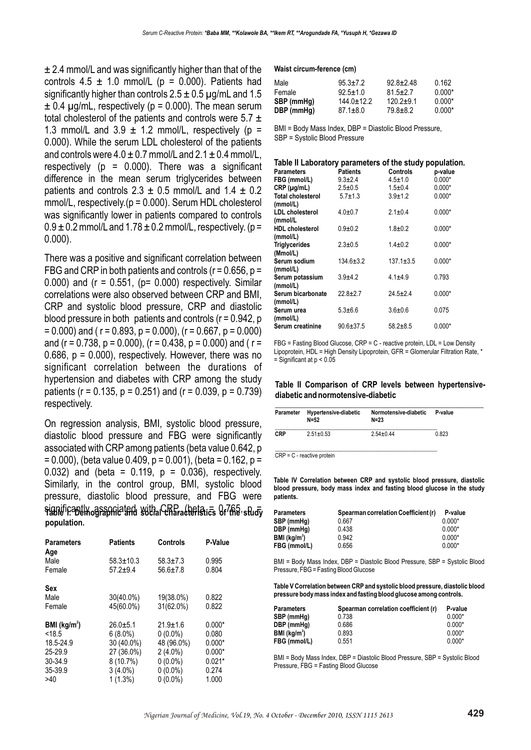± 2.4 mmol/L and was significantly higher than that of the controls 4.5 ± 1.0 mmol/L (p = 0.000). Patients had significantly higher than controls 2.5 ± 0.5 µg/mL and 1.5 ± 0.4 µg/mL, respectively (p = 0.000). The mean serum total cholesterol of the patients and controls were 5.7 ± 1.3 mmol/L and 3.9 ± 1.2 mmol/L, respectively (p = 0.000). While the serum LDL cholesterol of the patients and controls were 4.0 ± 0.7 mmol/L and 2.1 ± 0.4 mmol/L, respectively (p = 0.000). There was a significant difference in the mean serum triglycerides between patients and controls 2.3 ± 0.5 mmol/L and 1.4 ± 0.2 mmol/L, respectively.(p = 0.000). Serum HDL cholesterol was significantly lower in patients compared to controls 0.9 ± 0.2 mmol/L and 1.78 ± 0.2 mmol/L, respectively. (p = 0.000).

There was a positive and significant correlation between FBG and CRP in both patients and controls (r = 0.656, p = 0.000) and (r = 0.551, (p= 0.000) respectively. Similar correlations were also observed between CRP and BMI, CRP and systolic blood pressure, CRP and diastolic blood pressure in both patients and controls (r = 0.942, p = 0.000) and ( r = 0.893, p = 0.000), (r = 0.667, p = 0.000) and (r = 0.738, p = 0.000), (r = 0.438, p = 0.000) and ( r = 0.686, p = 0.000), respectively. However, there was no significant correlation between the durations of hypertension and diabetes with CRP among the study patients (r = 0.135, p = 0.251) and (r = 0.039, p = 0.739) respectively.

On regression analysis, BMI, systolic blood pressure, diastolic blood pressure and FBG were significantly associated with CRP among patients (beta value 0.642, p = 0.000), (beta value 0.409, p = 0.001), (beta = 0.162, p = 0.032) and (beta = 0.119, p = 0.036), respectively. Similarly, in the control group, BMI, systolic blood pressure, diastolic blood pressure, and FBG were significantly associated with CRP (beta = 0.765, p =

**Table I: Demographic and social characteristics of the study population.**

| Parameters | Patients | Controls | P-Value |
|---|---|---|---|
| **Age** | | | |
| Male | 58.3±10.3 | 58.3±7.3 | 0.995 |
| Female | 57.2±9.4 | 56.6±7.8 | 0.804 |
| **Sex** | | | |
| Male | 30(40.0%) | 19(38.0%) | 0.822 |
| Female | 45(60.0%) | 31(62.0%) | 0.822 |
| **BMI (kg/m$^2$)** | 26.0±5.1 | 21.9±1.6 | 0.000* |
| <18.5 | 6 (8.0%) | 0 (0.0%) | 0.080 |
| 18.5-24.9 | 30 (40.0%) | 48 (96.0%) | 0.000* |
| 25-29.9 | 27 (36.0%) | 2 (4.0%) | 0.000* |
| 30-34.9 | 8 (10.7%) | 0 (0.0%) | 0.021* |
| 35-39.9 | 3 (4.0%) | 0 (0.0%) | 0.274 |
| >40 | 1 (1.3%) | 0 (0.0%) | 1.000 |
| **Waist circum-ference (cm)** | | | |
| Male | 95.3±7.2 | 92.8±2.48 | 0.162 |
| Female | 92.5±1.0 | 81.5±2.7 | 0.000* |
| **SBP (mmHg)** | 144.0±12.2 | 120.2±9.1 | 0.000* |
| **DBP (mmHg)** | 87.1±8.0 | 79.8±8.2 | 0.000* |

BMI = Body Mass Index, DBP = Diastolic Blood Pressure, SBP = Systolic Blood Pressure

**Table II Laboratory parameters of the study population.**

| Parameters | Patients | Controls | p-value |
|---|---|---|---|
| **FBG (mmol/L)** | 9.3±2.4 | 4.5±1.0 | 0.000* |
| **CRP (µg/mL)** | 2.5±0.5 | 1.5±0.4 | 0.000* |
| **Total cholesterol (mmol/L)** | 5.7±1.3 | 3.9±1.2 | 0.000* |
| **LDL cholesterol (mmol/L** | 4.0±0.7 | 2.1±0.4 | 0.000* |
| **HDL cholesterol (mmol/L)** | 0.9±0.2 | 1.8±0.2 | 0.000* |
| **Triglycerides (Mmol/L)** | 2.3±0.5 | 1.4±0.2 | 0.000* |
| **Serum sodium (mmol/L)** | 134.6±3.2 | 137.1±3.5 | 0.000* |
| **Serum potassium (mmol/L)** | 3.9±4.2 | 4.1±4.9 | 0.793 |
| **Serum bicarbonate (mmol/L)** | 22.8±2.7 | 24.5±2.4 | 0.000* |
| **Serum urea (mmol/L)** | 5.3±6.6 | 3.6±0.6 | 0.075 |
| **Serum creatinine** | 90.6±37.5 | 58.2±8.5 | 0.000* |

FBG = Fasting Blood Glucose, CRP = C - reactive protein, LDL = Low Density Lipoprotein, HDL = High Density Lipoprotein, GFR = Glomerular Filtration Rate, * = Significant at p < 0.05

**Table II Comparison of CRP levels between hypertensive-diabetic and normotensive-diabetic**

| Parameter | Hypertensive-diabetic N=52 | Normotensive-diabetic N=23 | P-value |
|---|---|---|---|
| **CRP** | 2.51±0.53 | 2.54±0.44 | 0.823 |

CRP = C - reactive protein

**Table IV Correlation between CRP and systolic blood pressure, diastolic blood pressure, body mass index and fasting blood glucose in the study patients.**

| Parameters | Spearman correlation Coefficient (r) | P-value |
|---|---|---|
| **SBP (mmHg)** | 0.667 | 0.000* |
| **DBP (mmHg)** | 0.438 | 0.000* |
| **BMI (kg/m$^2$)** | 0.942 | 0.000* |
| **FBG (mmol/L)** | 0.656 | 0.000* |

BMI = Body Mass Index, DBP = Diastolic Blood Pressure, SBP = Systolic Blood Pressure, FBG = Fasting Blood Glucose

**Table V Correlation between CRP and systolic blood pressure, diastolic blood pressure body mass index and fasting blood glucose among controls.**

| Parameters | Spearman correlation coefficient (r) | P-value |
|---|---|---|
| **SBP (mmHg)** | 0.738 | 0.000* |
| **DBP (mmHg)** | 0.686 | 0.000* |
| **BMI (kg/m$^2$)** | 0.893 | 0.000* |
| **FBG (mmol/L)** | 0.551 | 0.000* |

BMI = Body Mass Index, DBP = Diastolic Blood Pressure, SBP = Systolic Blood Pressure, FBG = Fasting Blood Glucose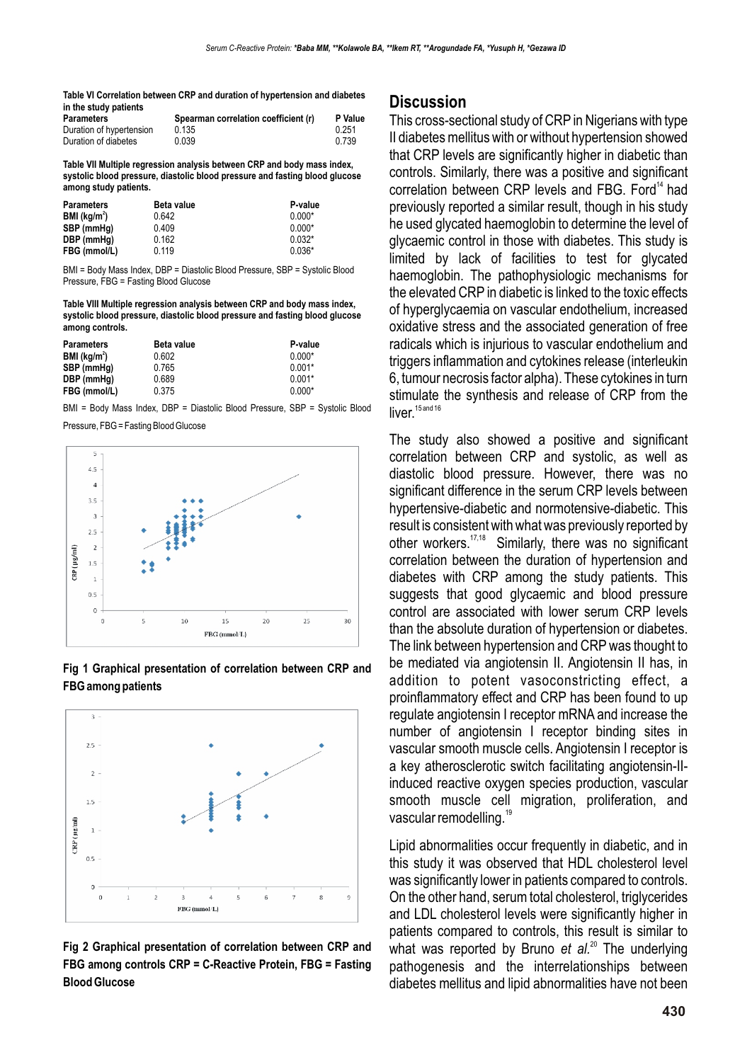**Table VI Correlation between CRP and duration of hypertension and diabetes in the study patients**

| Parameters | Spearman correlation coefficient (r) | P Value |
|---|---|---|
| Duration of hypertension | 0.135 | 0.251 |
| Duration of diabetes | 0.039 | 0.739 |

**Table VII Multiple regression analysis between CRP and body mass index, systolic blood pressure, diastolic blood pressure and fasting blood glucose among study patients.**

| Parameters | Beta value | P-value |
|---|---|---|
| **BMI (kg/m$^2$)** | 0.642 | 0.000* |
| **SBP (mmHg)** | 0.409 | 0.000* |
| **DBP (mmHg)** | 0.162 | 0.032* |
| **FBG (mmol/L)** | 0.119 | 0.036* |

BMI = Body Mass Index, DBP = Diastolic Blood Pressure, SBP = Systolic Blood Pressure, FBG = Fasting Blood Glucose

**Table VIII Multiple regression analysis between CRP and body mass index, systolic blood pressure, diastolic blood pressure and fasting blood glucose among controls.**

| Parameters | Beta value | P-value |
|---|---|---|
| **BMI (kg/m$^2$)** | 0.602 | 0.000* |
| **SBP (mmHg)** | 0.765 | 0.001* |
| **DBP (mmHg)** | 0.689 | 0.001* |
| **FBG (mmol/L)** | 0.375 | 0.000* |

BMI = Body Mass Index, DBP = Diastolic Blood Pressure, SBP = Systolic Blood Pressure, FBG = Fasting Blood Glucose

**Fig 1 Graphical presentation of correlation between CRP and FBG among patients**

**Fig 2 Graphical presentation of correlation between CRP and FBG among controls CRP = C-Reactive Protein, FBG = Fasting Blood Glucose**

## Discussion

This cross-sectional study of CRP in Nigerians with type II diabetes mellitus with or without hypertension showed that CRP levels are significantly higher in diabetic than controls. Similarly, there was a positive and significant correlation between CRP levels and FBG. Ford[14] had previously reported a similar result, though in his study he used glycated haemoglobin to determine the level of glycaemic control in those with diabetes. This study is limited by lack of facilities to test for glycated haemoglobin. The pathophysiologic mechanisms for the elevated CRP in diabetic is linked to the toxic effects of hyperglycaemia on vascular endothelium, increased oxidative stress and the associated generation of free radicals which is injurious to vascular endothelium and triggers inflammation and cytokines release (interleukin 6, tumour necrosis factor alpha). These cytokines in turn stimulate the synthesis and release of CRP from the liver.[15 and 16]

The study also showed a positive and significant correlation between CRP and systolic, as well as diastolic blood pressure. However, there was no significant difference in the serum CRP levels between hypertensive-diabetic and normotensive-diabetic. This result is consistent with what was previously reported by other workers.[17,18] Similarly, there was no significant correlation between the duration of hypertension and diabetes with CRP among the study patients. This suggests that good glycaemic and blood pressure control are associated with lower serum CRP levels than the absolute duration of hypertension or diabetes. The link between hypertension and CRP was thought to be mediated via angiotensin II. Angiotensin II has, in addition to potent vasoconstricting effect, a proinflammatory effect and CRP has been found to up regulate angiotensin I receptor mRNA and increase the number of angiotensin I receptor binding sites in vascular smooth muscle cells. Angiotensin I receptor is a key atherosclerotic switch facilitating angiotensin-II-induced reactive oxygen species production, vascular smooth muscle cell migration, proliferation, and vascular remodelling.[19]

Lipid abnormalities occur frequently in diabetic, and in this study it was observed that HDL cholesterol level was significantly lower in patients compared to controls. On the other hand, serum total cholesterol, triglycerides and LDL cholesterol levels were significantly higher in patients compared to controls, this result is similar to what was reported by Bruno *et al.*[20] The underlying pathogenesis and the interrelationships between diabetes mellitus and lipid abnormalities have not been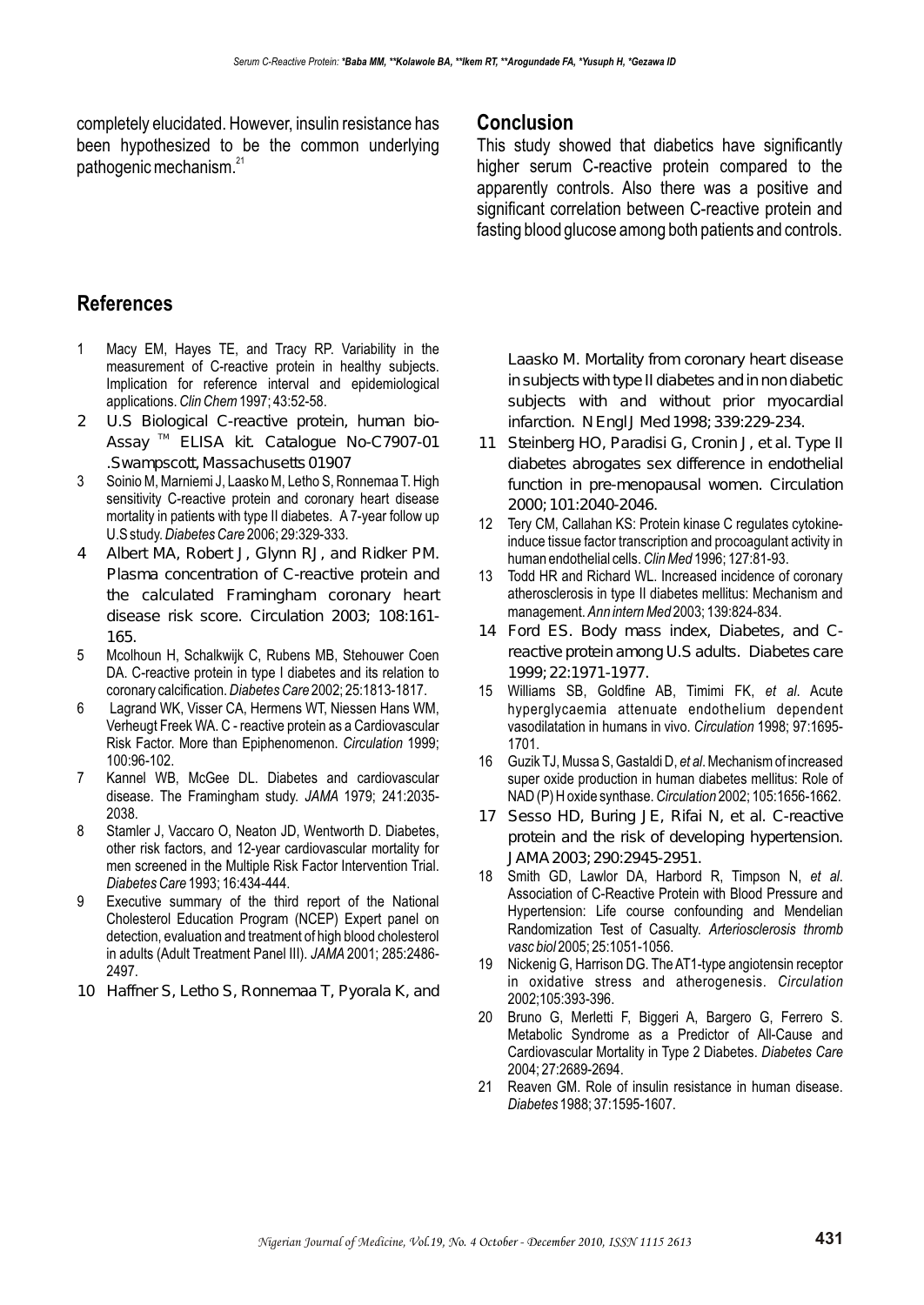completely elucidated. However, insulin resistance has been hypothesized to be the common underlying pathogenic mechanism.[21]

## Conclusion

This study showed that diabetics have significantly higher serum C-reactive protein compared to the apparently controls. Also there was a positive and significant correlation between C-reactive protein and fasting blood glucose among both patients and controls.

## References

1. Macy EM, Hayes TE, and Tracy RP. Variability in the measurement of C-reactive protein in healthy subjects. Implication for reference interval and epidemiological applications. *Clin Chem* 1997; 43:52-58.
2. U.S Biological C-reactive protein, human bio-Assay ™ ELISA kit. Catalogue No-C7907-01 .Swampscott, Massachusetts 01907
3. Soinio M, Marniemi J, Laasko M, Letho S, Ronnemaa T. High sensitivity C-reactive protein and coronary heart disease mortality in patients with type II diabetes. A 7-year follow up U.S study. *Diabetes Care* 2006; 29:329-333.
4. Albert MA, Robert J, Glynn RJ, and Ridker PM. Plasma concentration of C-reactive protein and the calculated Framingham coronary heart disease risk score. Circulation 2003; 108:161-165.
5. Mcolhoun H, Schalkwijk C, Rubens MB, Stehouwer Coen DA. C-reactive protein in type I diabetes and its relation to coronary calcification. *Diabetes Care* 2002; 25:1813-1817.
6. Lagrand WK, Visser CA, Hermens WT, Niessen Hans WM, Verheugt Freek WA. C - reactive protein as a Cardiovascular Risk Factor. More than Epiphenomenon. *Circulation* 1999; 100:96-102.
7. Kannel WB, McGee DL. Diabetes and cardiovascular disease. The Framingham study. *JAMA* 1979; 241:2035-2038.
8. Stamler J, Vaccaro O, Neaton JD, Wentworth D. Diabetes, other risk factors, and 12-year cardiovascular mortality for men screened in the Multiple Risk Factor Intervention Trial. *Diabetes Care* 1993; 16:434-444.
9. Executive summary of the third report of the National Cholesterol Education Program (NCEP) Expert panel on detection, evaluation and treatment of high blood cholesterol in adults (Adult Treatment Panel III). *JAMA* 2001; 285:2486-2497.
10. Haffner S, Letho S, Ronnemaa T, Pyorala K, and Laasko M. Mortality from coronary heart disease in subjects with type II diabetes and in non diabetic subjects with and without prior myocardial infarction. N Engl J Med 1998; 339:229-234.
11. Steinberg HO, Paradisi G, Cronin J, et al. Type II diabetes abrogates sex difference in endothelial function in pre-menopausal women. Circulation 2000; 101:2040-2046.
12. Tery CM, Callahan KS: Protein kinase C regulates cytokine-induce tissue factor transcription and procoagulant activity in human endothelial cells. *Clin Med* 1996; 127:81-93.
13. Todd HR and Richard WL. Increased incidence of coronary atherosclerosis in type II diabetes mellitus: Mechanism and management. *Ann intern Med* 2003; 139:824-834.
14. Ford ES. Body mass index, Diabetes, and C-reactive protein among U.S adults. Diabetes care 1999; 22:1971-1977.
15. Williams SB, Goldfine AB, Timimi FK, *et al*. Acute hyperglycaemia attenuate endothelium dependent vasodilatation in humans in vivo. *Circulation* 1998; 97:1695-1701.
16. Guzik TJ, Mussa S, Gastaldi D, *et al*. Mechanism of increased super oxide production in human diabetes mellitus: Role of NAD (P) H oxide synthase. *Circulation* 2002; 105:1656-1662.
17. Sesso HD, Buring JE, Rifai N, et al. C-reactive protein and the risk of developing hypertension. JAMA 2003; 290:2945-2951.
18. Smith GD, Lawlor DA, Harbord R, Timpson N, *et al*. Association of C-Reactive Protein with Blood Pressure and Hypertension: Life course confounding and Mendelian Randomization Test of Casualty. *Arteriosclerosis thromb vasc biol* 2005; 25:1051-1056.
19. Nickenig G, Harrison DG. The AT1-type angiotensin receptor in oxidative stress and atherogenesis. *Circulation* 2002;105:393-396.
20. Bruno G, Merletti F, Biggeri A, Bargero G, Ferrero S. Metabolic Syndrome as a Predictor of All-Cause and Cardiovascular Mortality in Type 2 Diabetes. *Diabetes Care* 2004; 27:2689-2694.
21. Reaven GM. Role of insulin resistance in human disease. *Diabetes* 1988; 37:1595-1607.